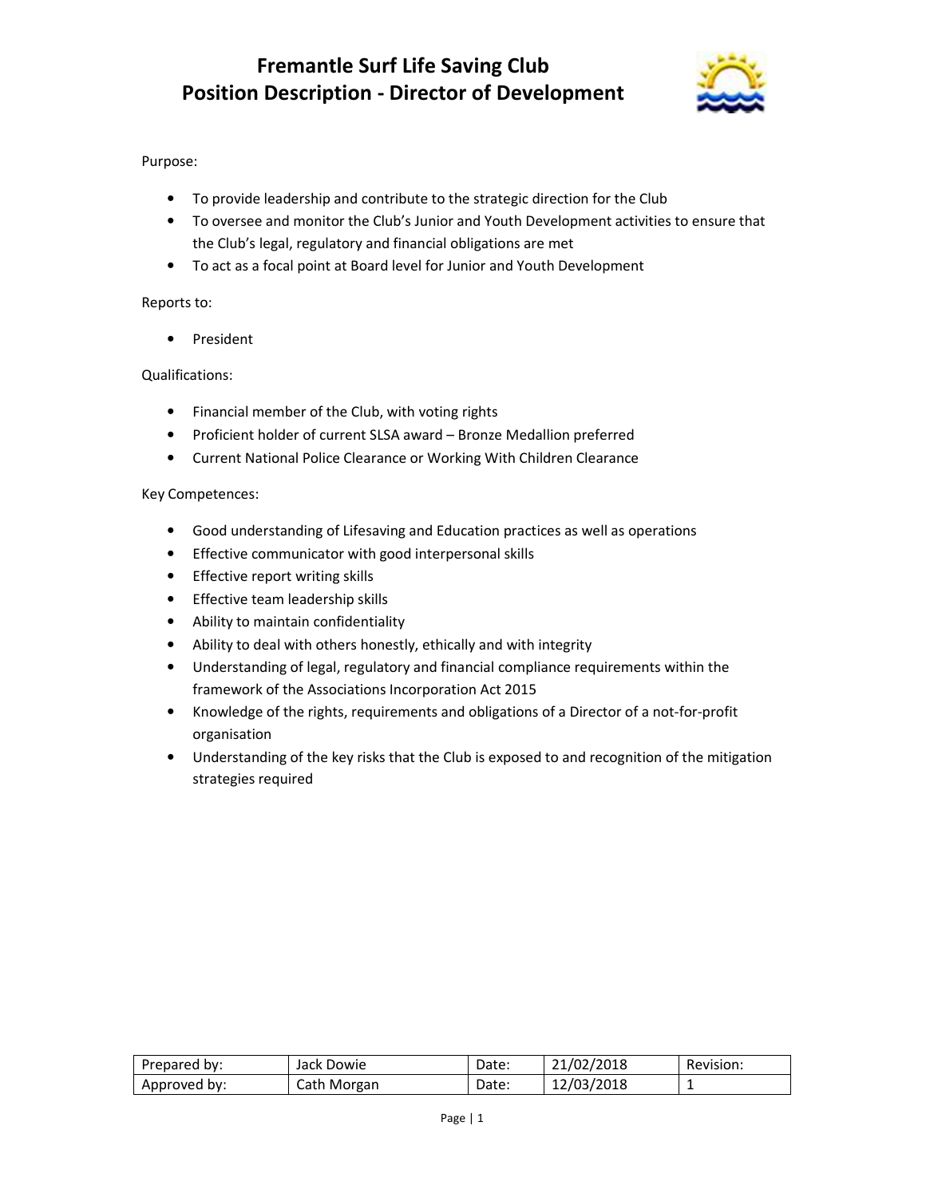# Fremantle Surf Life Saving Club
# Position Description - Director of Development

Purpose:

- To provide leadership and contribute to the strategic direction for the Club
- To oversee and monitor the Club's Junior and Youth Development activities to ensure that the Club's legal, regulatory and financial obligations are met
- To act as a focal point at Board level for Junior and Youth Development

Reports to:

- President

Qualifications:

- Financial member of the Club, with voting rights
- Proficient holder of current SLSA award – Bronze Medallion preferred
- Current National Police Clearance or Working With Children Clearance

Key Competences:

- Good understanding of Lifesaving and Education practices as well as operations
- Effective communicator with good interpersonal skills
- Effective report writing skills
- Effective team leadership skills
- Ability to maintain confidentiality
- Ability to deal with others honestly, ethically and with integrity
- Understanding of legal, regulatory and financial compliance requirements within the framework of the Associations Incorporation Act 2015
- Knowledge of the rights, requirements and obligations of a Director of a not-for-profit organisation
- Understanding of the key risks that the Club is exposed to and recognition of the mitigation strategies required

| Prepared by: | Jack Dowie | Date: | 21/02/2018 | Revision: |
|---|---|---|---|---|
| Approved by: | Cath Morgan | Date: | 12/03/2018 | 1 |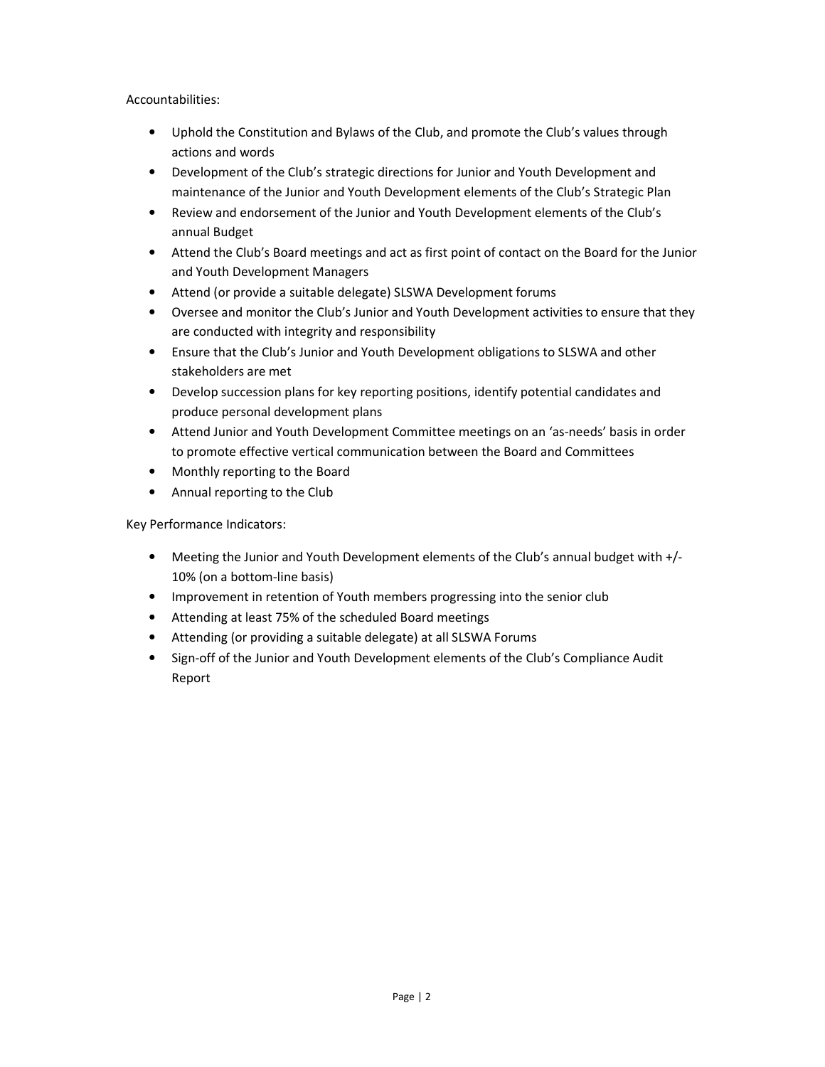Accountabilities:

- Uphold the Constitution and Bylaws of the Club, and promote the Club's values through actions and words
- Development of the Club's strategic directions for Junior and Youth Development and maintenance of the Junior and Youth Development elements of the Club's Strategic Plan
- Review and endorsement of the Junior and Youth Development elements of the Club's annual Budget
- Attend the Club's Board meetings and act as first point of contact on the Board for the Junior and Youth Development Managers
- Attend (or provide a suitable delegate) SLSWA Development forums
- Oversee and monitor the Club's Junior and Youth Development activities to ensure that they are conducted with integrity and responsibility
- Ensure that the Club's Junior and Youth Development obligations to SLSWA and other stakeholders are met
- Develop succession plans for key reporting positions, identify potential candidates and produce personal development plans
- Attend Junior and Youth Development Committee meetings on an 'as-needs' basis in order to promote effective vertical communication between the Board and Committees
- Monthly reporting to the Board
- Annual reporting to the Club

Key Performance Indicators:

- Meeting the Junior and Youth Development elements of the Club's annual budget with +/- 10% (on a bottom-line basis)
- Improvement in retention of Youth members progressing into the senior club
- Attending at least 75% of the scheduled Board meetings
- Attending (or providing a suitable delegate) at all SLSWA Forums
- Sign-off of the Junior and Youth Development elements of the Club's Compliance Audit Report